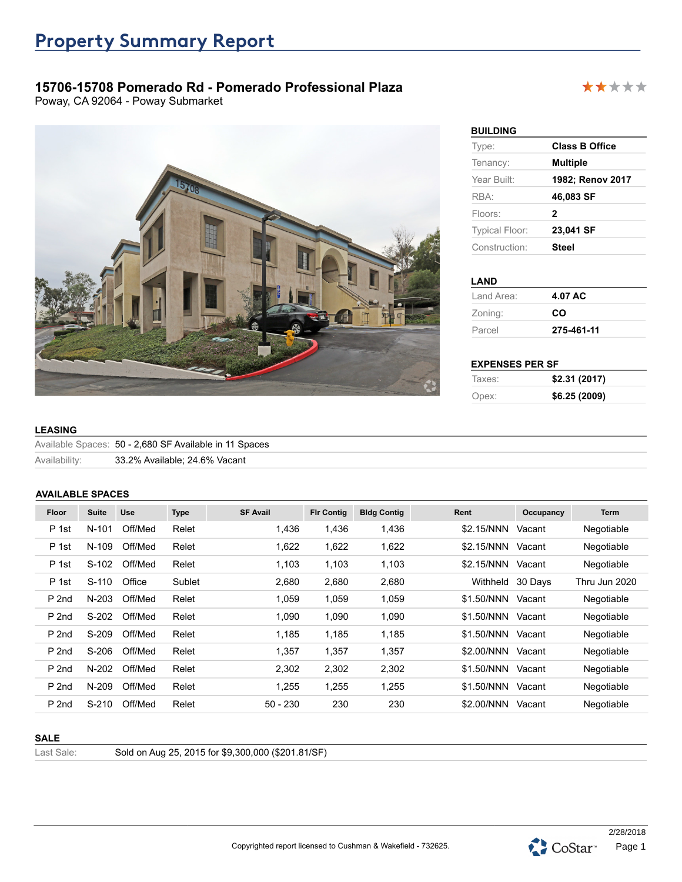# Property Summary Report

## 15706-15708 Pomerado Rd - Pomerado Professional Plaza

Poway, CA 92064 - Poway Submarket

### BUILDING

| | |
|---|---|
| Type: | **Class B Office** |
| Tenancy: | **Multiple** |
| Year Built: | **1982; Renov 2017** |
| RBA: | **46,083 SF** |
| Floors: | **2** |
| Typical Floor: | **23,041 SF** |
| Construction: | **Steel** |

### LAND

| | |
|---|---|
| Land Area: | **4.07 AC** |
| Zoning: | **CO** |
| Parcel | **275-461-11** |

### EXPENSES PER SF

| | |
|---|---|
| Taxes: | **$2.31 (2017)** |
| Opex: | **$6.25 (2009)** |

### LEASING

| | |
|---|---|
| Available Spaces: | 50 - 2,680 SF Available in 11 Spaces |
| Availability: | 33.2% Available; 24.6% Vacant |

### AVAILABLE SPACES

| Floor | Suite | Use | Type | SF Avail | Flr Contig | Bldg Contig | Rent | Occupancy | Term |
|---|---|---|---|---|---|---|---|---|---|
| P 1st | N-101 | Off/Med | Relet | 1,436 | 1,436 | 1,436 | $2.15/NNN | Vacant | Negotiable |
| P 1st | N-109 | Off/Med | Relet | 1,622 | 1,622 | 1,622 | $2.15/NNN | Vacant | Negotiable |
| P 1st | S-102 | Off/Med | Relet | 1,103 | 1,103 | 1,103 | $2.15/NNN | Vacant | Negotiable |
| P 1st | S-110 | Office | Sublet | 2,680 | 2,680 | 2,680 | Withheld | 30 Days | Thru Jun 2020 |
| P 2nd | N-203 | Off/Med | Relet | 1,059 | 1,059 | 1,059 | $1.50/NNN | Vacant | Negotiable |
| P 2nd | S-202 | Off/Med | Relet | 1,090 | 1,090 | 1,090 | $1.50/NNN | Vacant | Negotiable |
| P 2nd | S-209 | Off/Med | Relet | 1,185 | 1,185 | 1,185 | $1.50/NNN | Vacant | Negotiable |
| P 2nd | S-206 | Off/Med | Relet | 1,357 | 1,357 | 1,357 | $2.00/NNN | Vacant | Negotiable |
| P 2nd | N-202 | Off/Med | Relet | 2,302 | 2,302 | 2,302 | $1.50/NNN | Vacant | Negotiable |
| P 2nd | N-209 | Off/Med | Relet | 1,255 | 1,255 | 1,255 | $1.50/NNN | Vacant | Negotiable |
| P 2nd | S-210 | Off/Med | Relet | 50 - 230 | 230 | 230 | $2.00/NNN | Vacant | Negotiable |

### SALE

| | |
|---|---|
| Last Sale: | Sold on Aug 25, 2015 for $9,300,000 ($201.81/SF) |

2/28/2018

Copyrighted report licensed to Cushman & Wakefield - 732625.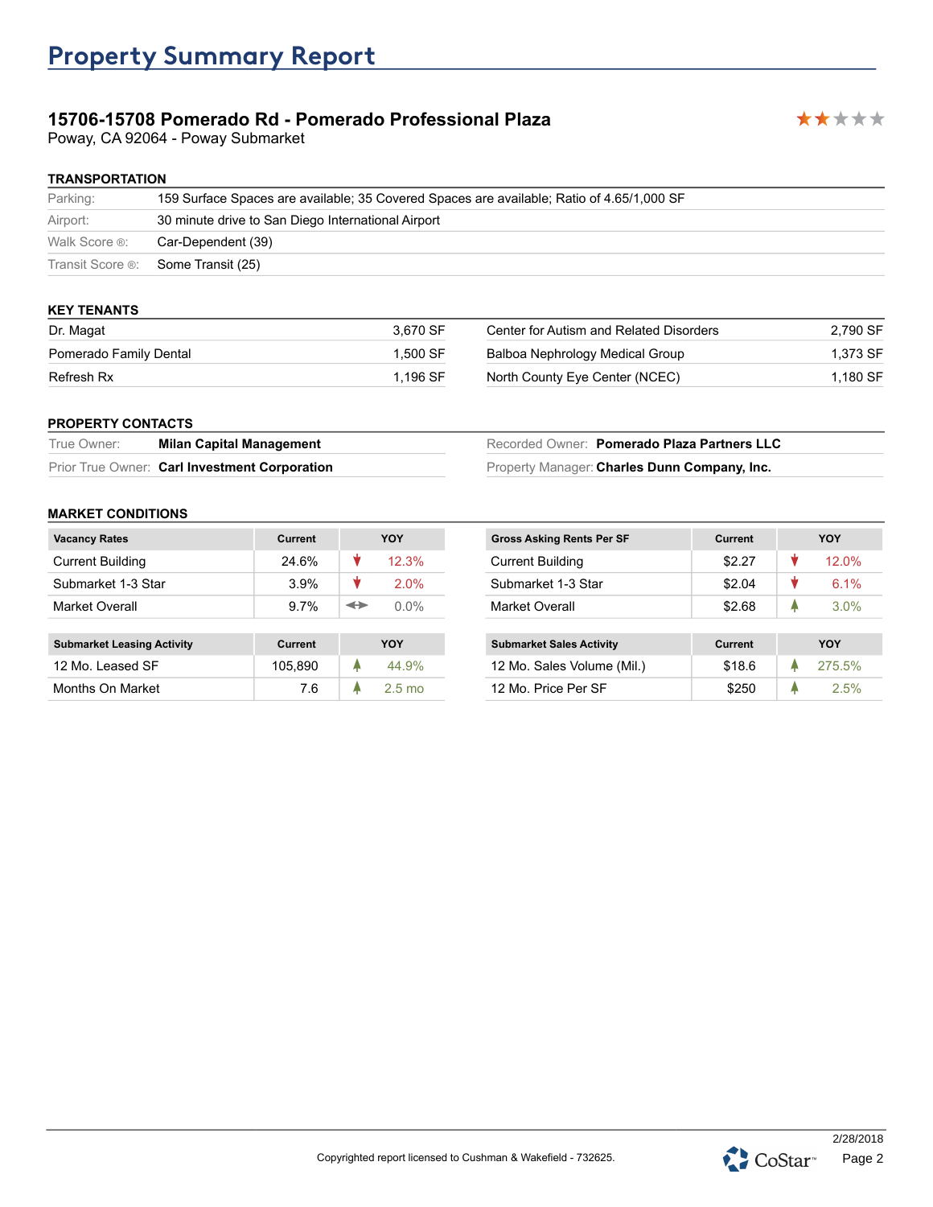# Property Summary Report

## 15706-15708 Pomerado Rd - Pomerado Professional Plaza

Poway, CA 92064 - Poway Submarket

### TRANSPORTATION

| | |
|---|---|
| Parking: | 159 Surface Spaces are available; 35 Covered Spaces are available; Ratio of 4.65/1,000 SF |
| Airport: | 30 minute drive to San Diego International Airport |
| Walk Score ®: | Car-Dependent (39) |
| Transit Score ®: | Some Transit (25) |

### KEY TENANTS

| | | | |
|---|---|---|---|
| Dr. Magat | 3,670 SF | Center for Autism and Related Disorders | 2,790 SF |
| Pomerado Family Dental | 1,500 SF | Balboa Nephrology Medical Group | 1,373 SF |
| Refresh Rx | 1,196 SF | North County Eye Center (NCEC) | 1,180 SF |

### PROPERTY CONTACTS

| | | | |
|---|---|---|---|
| True Owner: | **Milan Capital Management** | Recorded Owner: | **Pomerado Plaza Partners LLC** |
| Prior True Owner: | **Carl Investment Corporation** | Property Manager: | **Charles Dunn Company, Inc.** |

### MARKET CONDITIONS

| Vacancy Rates | Current | YOY |
|---|---|---|
| Current Building | 24.6% | ▼ 12.3% |
| Submarket 1-3 Star | 3.9% | ▼ 2.0% |
| Market Overall | 9.7% | ◄► 0.0% |

| Gross Asking Rents Per SF | Current | YOY |
|---|---|---|
| Current Building | $2.27 | ▼ 12.0% |
| Submarket 1-3 Star | $2.04 | ▼ 6.1% |
| Market Overall | $2.68 | ▲ 3.0% |

| Submarket Leasing Activity | Current | YOY |
|---|---|---|
| 12 Mo. Leased SF | 105,890 | ▲ 44.9% |
| Months On Market | 7.6 | ▲ 2.5 mo |

| Submarket Sales Activity | Current | YOY |
|---|---|---|
| 12 Mo. Sales Volume (Mil.) | $18.6 | ▲ 275.5% |
| 12 Mo. Price Per SF | $250 | ▲ 2.5% |

2/28/2018

Copyrighted report licensed to Cushman & Wakefield - 732625.